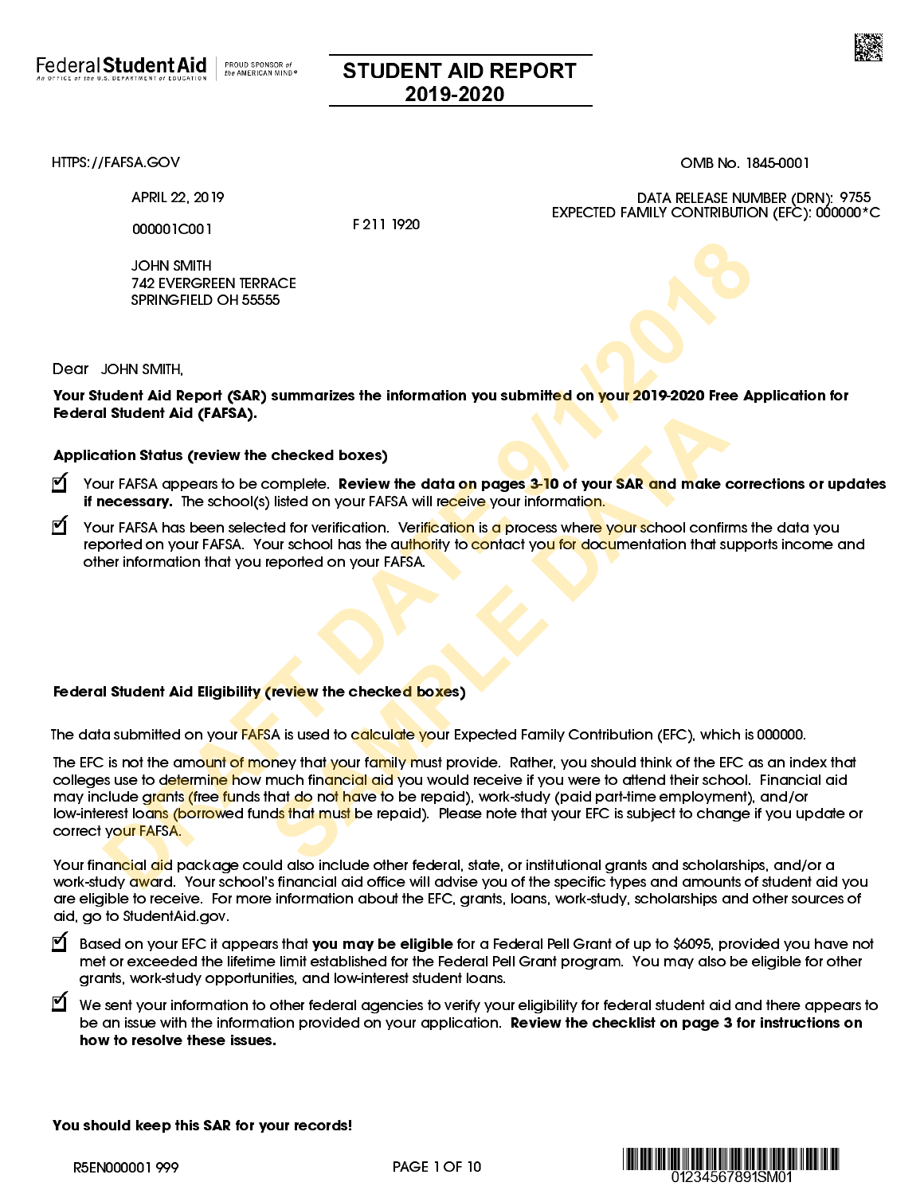Federal Student Aid | PROUD SPONSOR of the AMERICAN MIND®

# STUDENT AID REPORT 2019-2020

HTTPS://FAFSA.GOV

OMB No. 1845-0001

APRIL 22, 2019

DATA RELEASE NUMBER (DRN): 9755
EXPECTED FAMILY CONTRIBUTION (EFC): 000000*C

000001C001

F 211 1920

JOHN SMITH
742 EVERGREEN TERRACE
SPRINGFIELD OH 55555

DRAFT DATE 9/1/2018 SAMPLE DATA

Dear JOHN SMITH,

**Your Student Aid Report (SAR) summarizes the information you submitted on your 2019-2020 Free Application for Federal Student Aid (FAFSA).**

**Application Status (review the checked boxes)**

- ☑ Your FAFSA appears to be complete. **Review the data on pages 3-10 of your SAR and make corrections or updates if necessary.** The school(s) listed on your FAFSA will receive your information.
- ☑ Your FAFSA has been selected for verification. Verification is a process where your school confirms the data you reported on your FAFSA. Your school has the authority to contact you for documentation that supports income and other information that you reported on your FAFSA.

**Federal Student Aid Eligibility (review the checked boxes)**

The data submitted on your FAFSA is used to calculate your Expected Family Contribution (EFC), which is 000000.

The EFC is not the amount of money that your family must provide. Rather, you should think of the EFC as an index that colleges use to determine how much financial aid you would receive if you were to attend their school. Financial aid may include grants (free funds that do not have to be repaid), work-study (paid part-time employment), and/or low-interest loans (borrowed funds that must be repaid). Please note that your EFC is subject to change if you update or correct your FAFSA.

Your financial aid package could also include other federal, state, or institutional grants and scholarships, and/or a work-study award. Your school's financial aid office will advise you of the specific types and amounts of student aid you are eligible to receive. For more information about the EFC, grants, loans, work-study, scholarships and other sources of aid, go to StudentAid.gov.

- ☑ Based on your EFC it appears that **you may be eligible** for a Federal Pell Grant of up to $6095, provided you have not met or exceeded the lifetime limit established for the Federal Pell Grant program. You may also be eligible for other grants, work-study opportunities, and low-interest student loans.
- ☑ We sent your information to other federal agencies to verify your eligibility for federal student aid and there appears to be an issue with the information provided on your application. **Review the checklist on page 3 for instructions on how to resolve these issues.**

**You should keep this SAR for your records!**

R5EN000001 999

01234567891SM01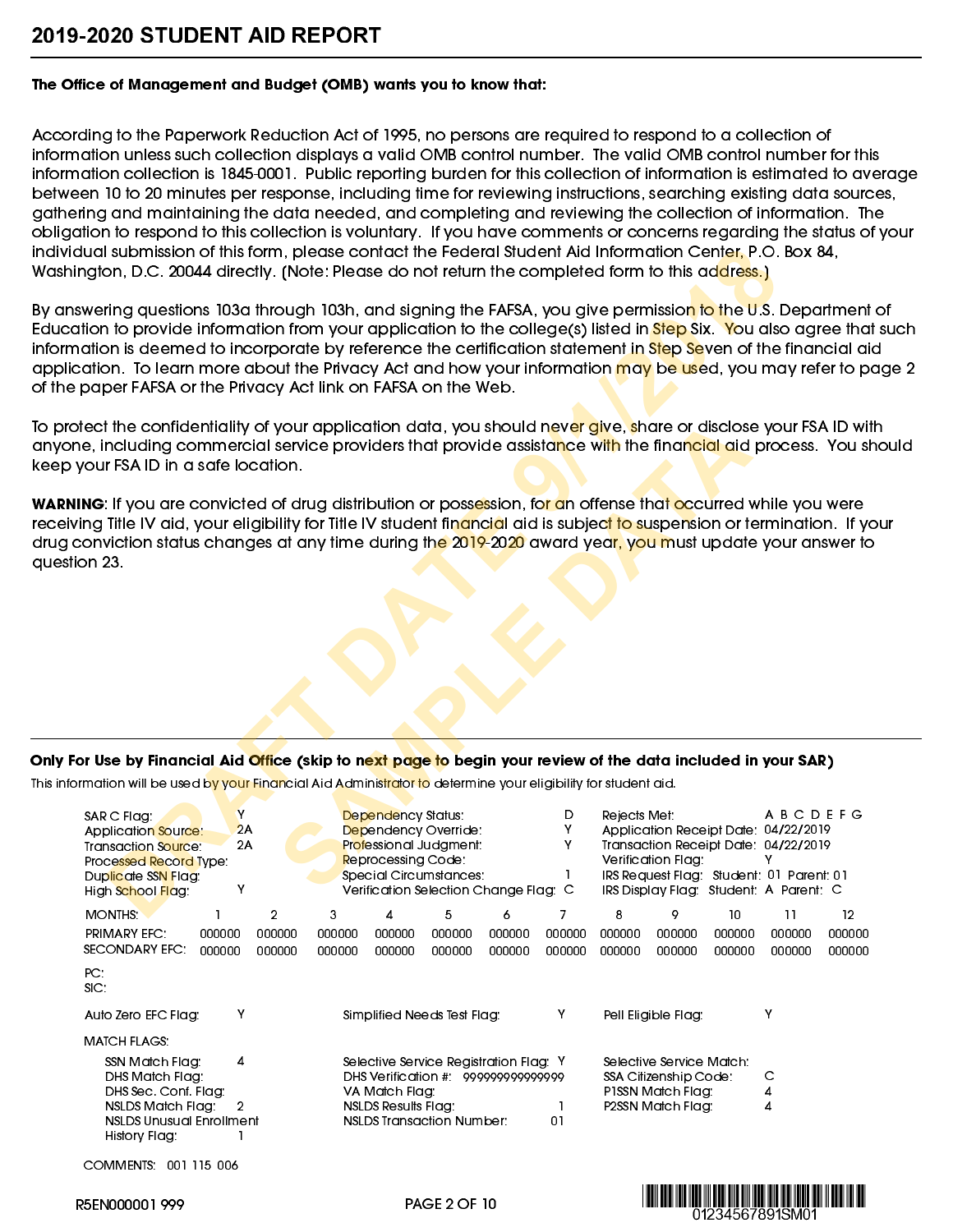# 2019-2020 STUDENT AID REPORT

**The Office of Management and Budget (OMB) wants you to know that:**

According to the Paperwork Reduction Act of 1995, no persons are required to respond to a collection of information unless such collection displays a valid OMB control number. The valid OMB control number for this information collection is 1845-0001. Public reporting burden for this collection of information is estimated to average between 10 to 20 minutes per response, including time for reviewing instructions, searching existing data sources, gathering and maintaining the data needed, and completing and reviewing the collection of information. The obligation to respond to this collection is voluntary. If you have comments or concerns regarding the status of your individual submission of this form, please contact the Federal Student Aid Information Center, P.O. Box 84, Washington, D.C. 20044 directly. (Note: Please do not return the completed form to this address.)

By answering questions 103a through 103h, and signing the FAFSA, you give permission to the U.S. Department of Education to provide information from your application to the college(s) listed in Step Six. You also agree that such information is deemed to incorporate by reference the certification statement in Step Seven of the financial aid application. To learn more about the Privacy Act and how your information may be used, you may refer to page 2 of the paper FAFSA or the Privacy Act link on FAFSA on the Web.

To protect the confidentiality of your application data, you should never give, share or disclose your FSA ID with anyone, including commercial service providers that provide assistance with the financial aid process. You should keep your FSA ID in a safe location.

**WARNING**: If you are convicted of drug distribution or possession, for an offense that occurred while you were receiving Title IV aid, your eligibility for Title IV student financial aid is subject to suspension or termination. If your drug conviction status changes at any time during the 2019-2020 award year, you must update your answer to question 23.

**Only For Use by Financial Aid Office (skip to next page to begin your review of the data included in your SAR)**

This information will be used by your Financial Aid Administrator to determine your eligibility for student aid.

| | | | | | |
|---|---|---|---|---|---|
| SAR C Flag: | Y | Dependency Status: | D | Rejects Met: | A B C D E F G |
| Application Source: | 2A | Dependency Override: | Y | Application Receipt Date: | 04/22/2019 |
| Transaction Source: | 2A | Professional Judgment: | Y | Transaction Receipt Date: | 04/22/2019 |
| Processed Record Type: | | Reprocessing Code: | | Verification Flag: | Y |
| Duplicate SSN Flag: | | Special Circumstances: | 1 | IRS Request Flag: | Student: 01 Parent: 01 |
| High School Flag: | Y | Verification Selection Change Flag: | C | IRS Display Flag: | Student: A Parent: C |

| MONTHS: | 1 | 2 | 3 | 4 | 5 | 6 | 7 | 8 | 9 | 10 | 11 | 12 |
|---|---|---|---|---|---|---|---|---|---|---|---|---|
| PRIMARY EFC: | 000000 | 000000 | 000000 | 000000 | 000000 | 000000 | 000000 | 000000 | 000000 | 000000 | 000000 | 000000 |
| SECONDARY EFC: | 000000 | 000000 | 000000 | 000000 | 000000 | 000000 | 000000 | 000000 | 000000 | 000000 | 000000 | 000000 |

PC:
SIC:

| | | | | | |
|---|---|---|---|---|---|
| Auto Zero EFC Flag: | Y | Simplified Needs Test Flag: | Y | Pell Eligible Flag: | Y |

MATCH FLAGS:

| | | | | | |
|---|---|---|---|---|---|
| SSN Match Flag: | 4 | Selective Service Registration Flag: | Y | Selective Service Match: | |
| DHS Match Flag: | | DHS Verification #: | 999999999999999 | SSA Citizenship Code: | C |
| DHS Sec. Conf. Flag: | | VA Match Flag: | | P1SSN Match Flag: | 4 |
| NSLDS Match Flag: | 2 | NSLDS Results Flag: | 1 | P2SSN Match Flag: | 4 |
| NSLDS Unusual Enrollment History Flag: | 1 | NSLDS Transaction Number: | 01 | | |

COMMENTS: 001 115 006

R5EN000001 999

01234567891SM01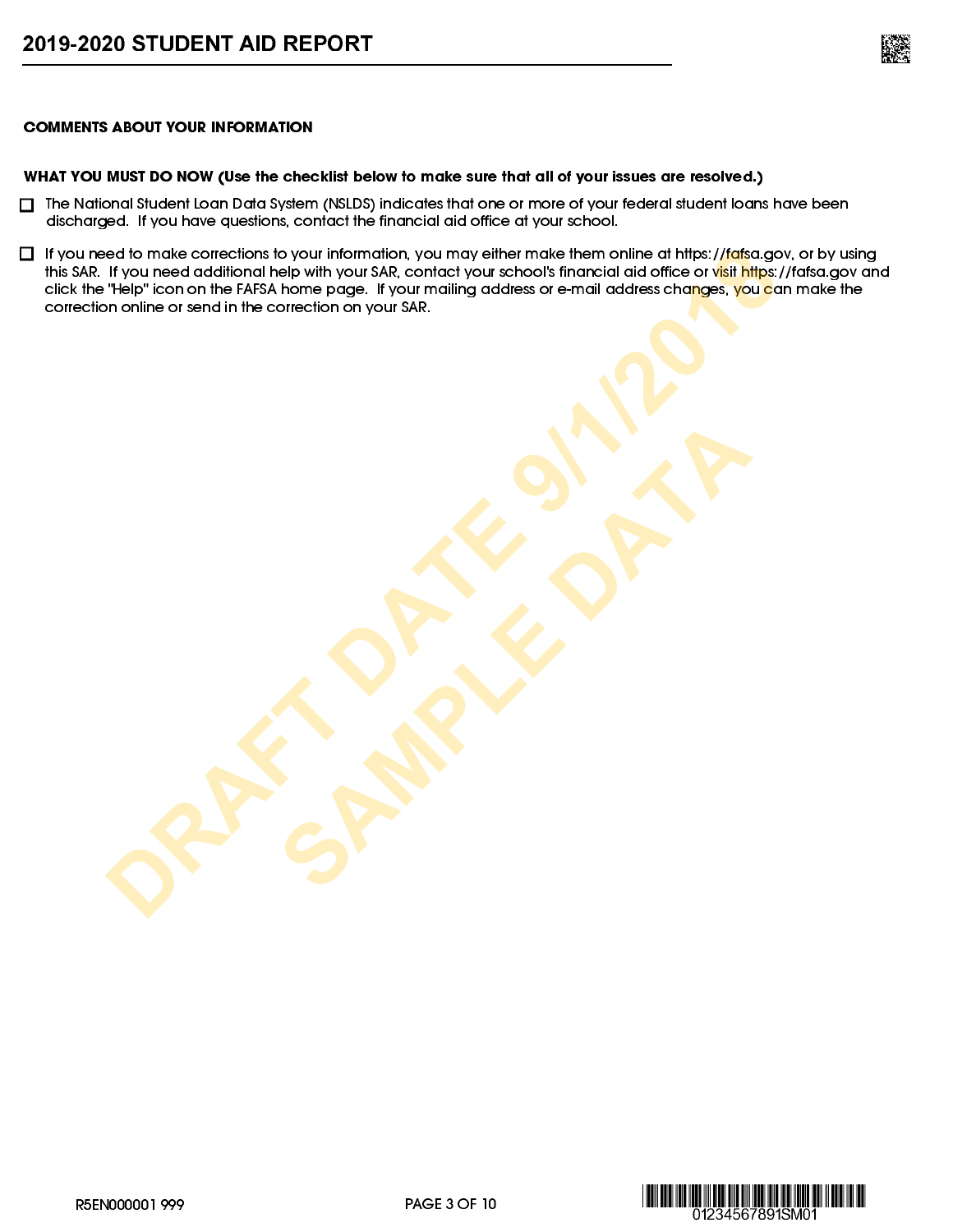### COMMENTS ABOUT YOUR INFORMATION

**WHAT YOU MUST DO NOW (Use the checklist below to make sure that all of your issues are resolved.)**

- ☐ The National Student Loan Data System (NSLDS) indicates that one or more of your federal student loans have been discharged. If you have questions, contact the financial aid office at your school.

- ☐ If you need to make corrections to your information, you may either make them online at https://fafsa.gov, or by using this SAR. If you need additional help with your SAR, contact your school's financial aid office or visit https://fafsa.gov and click the "Help" icon on the FAFSA home page. If your mailing address or e-mail address changes, you can make the correction online or send in the correction on your SAR.

DRAFT DATE 9/1/2018
SAMPLE DATA

R5EN000001 999

01234567891SM01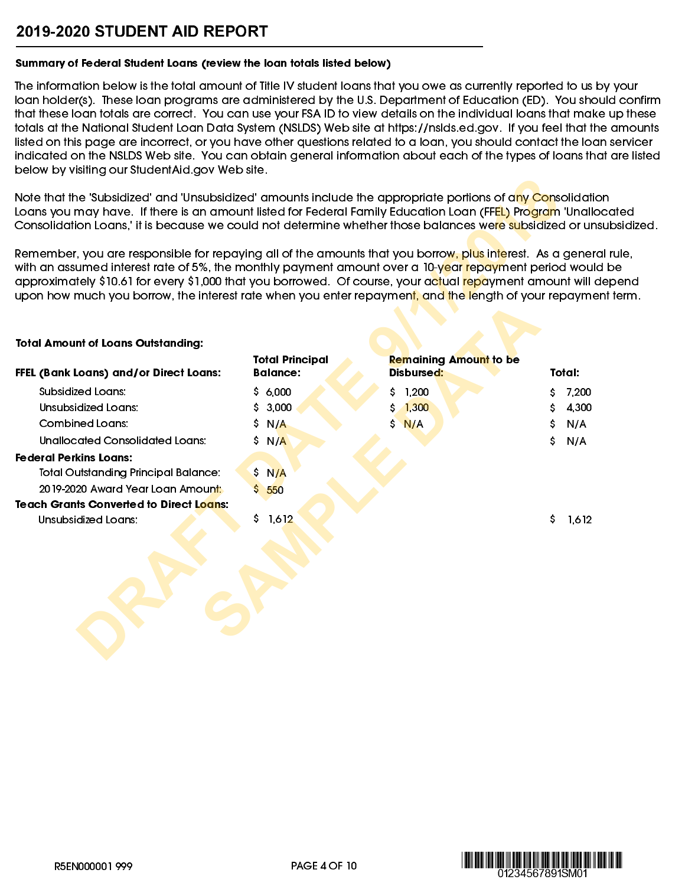# 2019-2020 STUDENT AID REPORT

**Summary of Federal Student Loans (review the loan totals listed below)**

The information below is the total amount of Title IV student loans that you owe as currently reported to us by your loan holder(s). These loan programs are administered by the U.S. Department of Education (ED). You should confirm that these loan totals are correct. You can use your FSA ID to view details on the individual loans that make up these totals at the National Student Loan Data System (NSLDS) Web site at https://nslds.ed.gov. If you feel that the amounts listed on this page are incorrect, or you have other questions related to a loan, you should contact the loan servicer indicated on the NSLDS Web site. You can obtain general information about each of the types of loans that are listed below by visiting our StudentAid.gov Web site.

Note that the 'Subsidized' and 'Unsubsidized' amounts include the appropriate portions of any Consolidation Loans you may have. If there is an amount listed for Federal Family Education Loan (FFEL) Program 'Unallocated Consolidation Loans,' it is because we could not determine whether those balances were subsidized or unsubsidized.

Remember, you are responsible for repaying all of the amounts that you borrow, plus interest. As a general rule, with an assumed interest rate of 5%, the monthly payment amount over a 10-year repayment period would be approximately $10.61 for every $1,000 that you borrowed. Of course, your actual repayment amount will depend upon how much you borrow, the interest rate when you enter repayment, and the length of your repayment term.

**Total Amount of Loans Outstanding:**

| **FFEL (Bank Loans) and/or Direct Loans:** | **Total Principal Balance:** | **Remaining Amount to be Disbursed:** | **Total:** |
|---|---|---|---|
| Subsidized Loans: | $ 6,000 | $ 1,200 | $ 7,200 |
| Unsubsidized Loans: | $ 3,000 | $ 1,300 | $ 4,300 |
| Combined Loans: | $ N/A | $ N/A | $ N/A |
| Unallocated Consolidated Loans: | $ N/A | | $ N/A |
| **Federal Perkins Loans:** | | | |
| Total Outstanding Principal Balance: | $ N/A | | |
| 2019-2020 Award Year Loan Amount: | $ 550 | | |
| **Teach Grants Converted to Direct Loans:** | | | |
| Unsubsidized Loans: | $ 1,612 | | $ 1,612 |

R5EN000001 999

01234567891SM01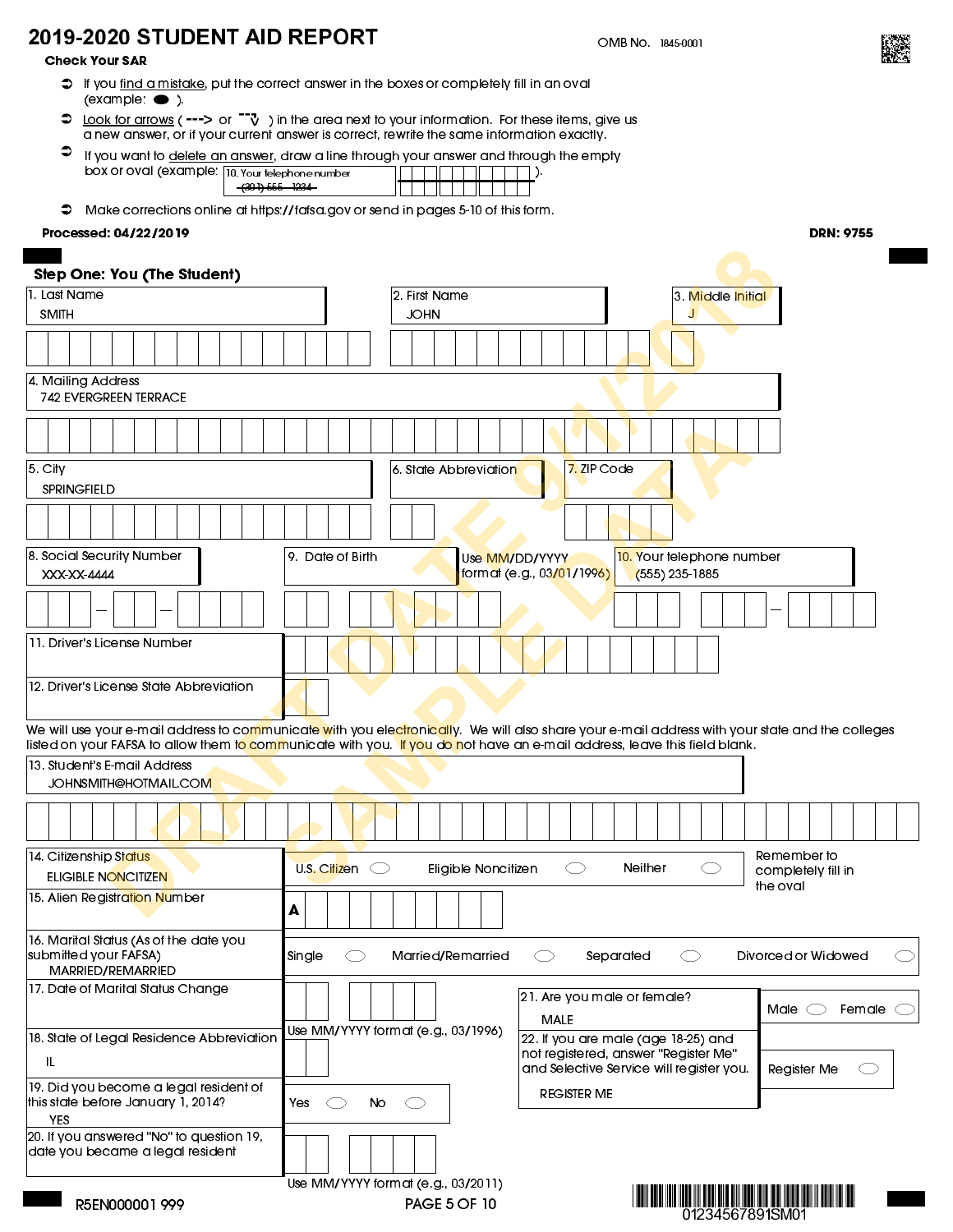# 2019-2020 STUDENT AID REPORT

OMB No. 1845-0001

**Check Your SAR**

- If you find a mistake, put the correct answer in the boxes or completely fill in an oval (example: ⬬ ).
- Look for arrows ( ---> or ⌐¬↓ ) in the area next to your information. For these items, give us a new answer, or if your current answer is correct, rewrite the same information exactly.
- If you want to delete an answer, draw a line through your answer and through the empty box or oval (example: 10. Your telephone number ~~(301) 555 - 1234~~ ).
- Make corrections online at https://fafsa.gov or send in pages 5-10 of this form.

**Processed: 04/22/2019** **DRN: 9755**

DRAFT DATE 9/1/2018 SAMPLE DATA

## Step One: You (The Student)

1. Last Name: SMITH
2. First Name: JOHN
3. Middle Initial: J
4. Mailing Address: 742 EVERGREEN TERRACE
5. City: SPRINGFIELD
6. State Abbreviation:
7. ZIP Code:
8. Social Security Number: XXX-XX-4444
9. Date of Birth: Use MM/DD/YYYY format (e.g., 03/01/1996)
10. Your telephone number: (555) 235-1885
11. Driver's License Number:
12. Driver's License State Abbreviation:

We will use your e-mail address to communicate with you electronically. We will also share your e-mail address with your state and the colleges listed on your FAFSA to allow them to communicate with you. If you do not have an e-mail address, leave this field blank.

13. Student's E-mail Address: JOHNSMITH@HOTMAIL.COM
14. Citizenship Status: ELIGIBLE NONCITIZEN — U.S. Citizen ◯ Eligible Noncitizen ◯ Neither ◯ (Remember to completely fill in the oval)
15. Alien Registration Number: A
16. Marital Status (As of the date you submitted your FAFSA): MARRIED/REMARRIED — Single ◯ Married/Remarried ◯ Separated ◯ Divorced or Widowed ◯
17. Date of Marital Status Change: Use MM/YYYY format (e.g., 03/1996)
18. State of Legal Residence Abbreviation: IL
19. Did you become a legal resident of this state before January 1, 2014? YES — Yes ◯ No ◯
20. If you answered "No" to question 19, date you became a legal resident: Use MM/YYYY format (e.g., 03/2011)
21. Are you male or female? MALE — Male ◯ Female ◯
22. If you are male (age 18-25) and not registered, answer "Register Me" and Selective Service will register you. REGISTER ME — Register Me ◯

R5EN000001 999

01234567891SM01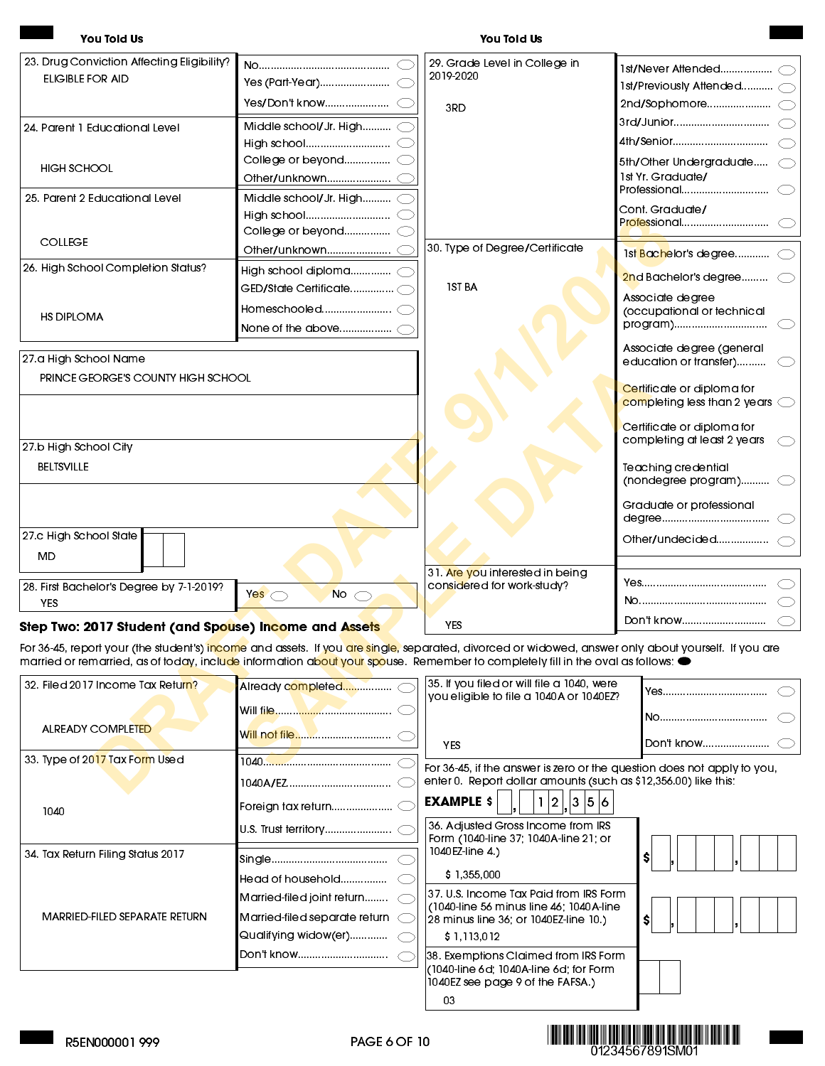**You Told Us**

| Question | Answer | Options |
|---|---|---|
| 23. Drug Conviction Affecting Eligibility? | ELIGIBLE FOR AID | No ○ / Yes (Part-Year) ○ / Yes/Don't know ○ |
| 24. Parent 1 Educational Level | HIGH SCHOOL | Middle school/Jr. High ○ / High school ○ / College or beyond ○ / Other/unknown ○ |
| 25. Parent 2 Educational Level | COLLEGE | Middle school/Jr. High ○ / High school ○ / College or beyond ○ / Other/unknown ○ |
| 26. High School Completion Status? | HS DIPLOMA | High school diploma ○ / GED/State Certificate ○ / Homeschooled ○ / None of the above ○ |
| 27.a High School Name | PRINCE GEORGE'S COUNTY HIGH SCHOOL | |
| 27.b High School City | BELTSVILLE | |
| 27.c High School State | MD | |
| 28. First Bachelor's Degree by 7-1-2019? | YES | Yes ○ No ○ |

**You Told Us**

| Question | Answer | Options |
|---|---|---|
| 29. Grade Level in College in 2019-2020 | 3RD | 1st/Never Attended ○ / 1st/Previously Attended ○ / 2nd/Sophomore ○ / 3rd/Junior ○ / 4th/Senior ○ / 5th/Other Undergraduate ○ / 1st Yr. Graduate/Professional ○ / Cont. Graduate/Professional ○ |
| 30. Type of Degree/Certificate | 1ST BA | 1st Bachelor's degree ○ / 2nd Bachelor's degree ○ / Associate degree (occupational or technical program) ○ / Associate degree (general education or transfer) ○ / Certificate or diploma for completing less than 2 years ○ / Certificate or diploma for completing at least 2 years ○ / Teaching credential (nondegree program) ○ / Graduate or professional degree ○ / Other/undecided ○ |
| 31. Are you interested in being considered for work-study? | YES | Yes ○ / No ○ / Don't know ○ |

## Step Two: 2017 Student (and Spouse) Income and Assets

For 36-45, report your (the student's) income and assets. If you are single, separated, divorced or widowed, answer only about yourself. If you are married or remarried, as of today, include information about your spouse. Remember to completely fill in the oval as follows: ●

| Question | Answer | Options |
|---|---|---|
| 32. Filed 2017 Income Tax Return? | ALREADY COMPLETED | Already completed ○ / Will file ○ / Will not file ○ |
| 33. Type of 2017 Tax Form Used | 1040 | 1040 ○ / 1040A/EZ ○ / Foreign tax return ○ / U.S. Trust territory ○ |
| 34. Tax Return Filing Status 2017 | MARRIED-FILED SEPARATE RETURN | Single ○ / Head of household ○ / Married-filed joint return ○ / Married-filed separate return ○ / Qualifying widow(er) ○ / Don't know ○ |
| 35. If you filed or will file a 1040, were you eligible to file a 1040A or 1040EZ? | YES | Yes ○ / No ○ / Don't know ○ |

For 36-45, if the answer is zero or the question does not apply to you, enter 0. Report dollar amounts (such as $12,356.00) like this:

**EXAMPLE** $ [ ],[ ][1][2],[3][5][6]

| Question | Answer | Entry |
|---|---|---|
| 36. Adjusted Gross Income from IRS Form (1040-line 37; 1040A-line 21; or 1040EZ-line 4.) | $ 1,355,000 | $ [ ],[ ][ ][ ],[ ][ ][ ] |
| 37. U.S. Income Tax Paid from IRS Form (1040-line 56 minus line 46; 1040A-line 28 minus line 36; or 1040EZ-line 10.) | $ 1,113,012 | $ [ ],[ ][ ][ ],[ ][ ][ ] |
| 38. Exemptions Claimed from IRS Form (1040-line 6d; 1040A-line 6d; for Form 1040EZ see page 9 of the FAFSA.) | 03 | [ ][ ] |

R5EN000001 999

01234567891SM01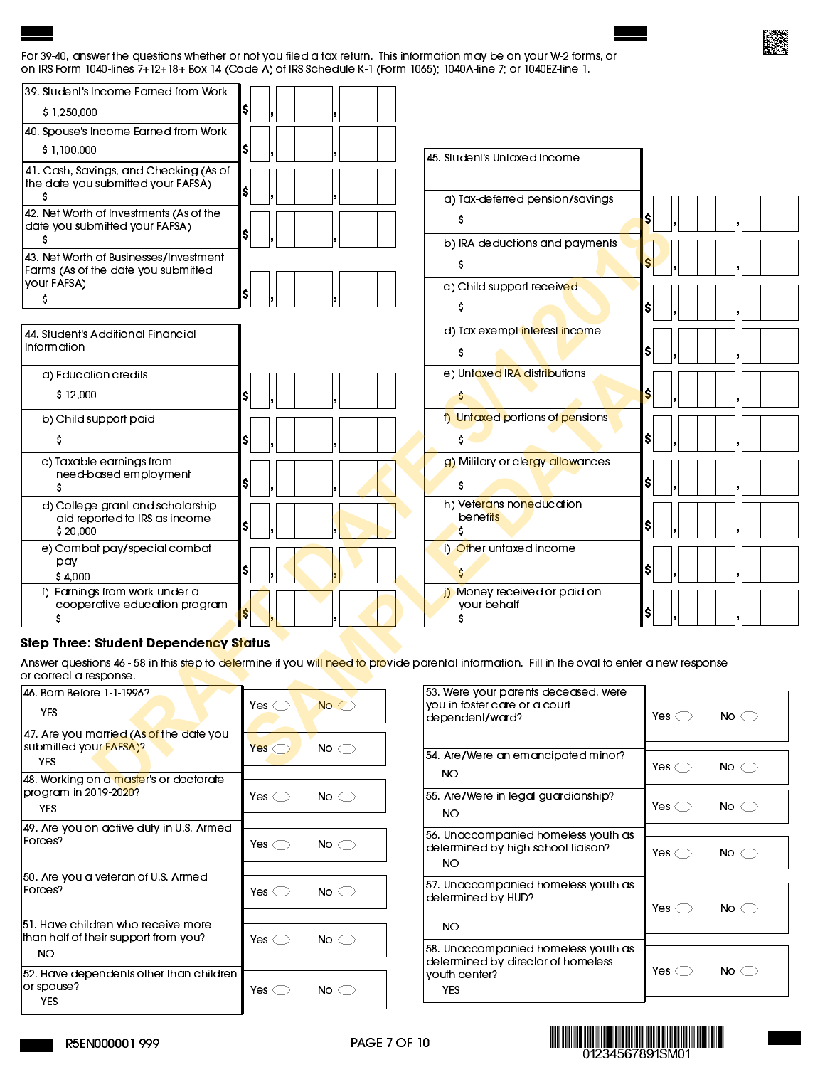For 39-40, answer the questions whether or not you filed a tax return. This information may be on your W-2 forms, or on IRS Form 1040-lines 7+12+18+ Box 14 (Code A) of IRS Schedule K-1 (Form 1065); 1040A-line 7; or 1040EZ-line 1.

| Question | Amount |
|---|---|
| 39. Student's Income Earned from Work $ 1,250,000 | $ \_, \_\_\_, \_\_\_ |
| 40. Spouse's Income Earned from Work $ 1,100,000 | $ \_, \_\_\_, \_\_\_ |
| 41. Cash, Savings, and Checking (As of the date you submitted your FAFSA) $ | $ \_, \_\_\_, \_\_\_ |
| 42. Net Worth of Investments (As of the date you submitted your FAFSA) $ | $ \_, \_\_\_, \_\_\_ |
| 43. Net Worth of Businesses/Investment Farms (As of the date you submitted your FAFSA) $ | $ \_, \_\_\_, \_\_\_ |

| 44. Student's Additional Financial Information | Amount |
|---|---|
| a) Education credits $ 12,000 | $ \_, \_\_\_, \_\_\_ |
| b) Child support paid $ | $ \_, \_\_\_, \_\_\_ |
| c) Taxable earnings from need-based employment $ | $ \_, \_\_\_, \_\_\_ |
| d) College grant and scholarship aid reported to IRS as income $ 20,000 | $ \_, \_\_\_, \_\_\_ |
| e) Combat pay/special combat pay $ 4,000 | $ \_, \_\_\_, \_\_\_ |
| f) Earnings from work under a cooperative education program $ | $ \_, \_\_\_, \_\_\_ |

| 45. Student's Untaxed Income | Amount |
|---|---|
| a) Tax-deferred pension/savings $ | $ \_, \_\_\_, \_\_\_ |
| b) IRA deductions and payments $ | $ \_, \_\_\_, \_\_\_ |
| c) Child support received $ | $ \_, \_\_\_, \_\_\_ |
| d) Tax-exempt interest income $ | $ \_, \_\_\_, \_\_\_ |
| e) Untaxed IRA distributions $ | $ \_, \_\_\_, \_\_\_ |
| f) Untaxed portions of pensions $ | $ \_, \_\_\_, \_\_\_ |
| g) Military or clergy allowances $ | $ \_, \_\_\_, \_\_\_ |
| h) Veterans noneducation benefits $ | $ \_, \_\_\_, \_\_\_ |
| i) Other untaxed income $ | $ \_, \_\_\_, \_\_\_ |
| j) Money received or paid on your behalf $ | $ \_, \_\_\_, \_\_\_ |

## Step Three: Student Dependency Status

Answer questions 46 - 58 in this step to determine if you will need to provide parental information. Fill in the oval to enter a new response or correct a response.

| Question | Response |
|---|---|
| 46. Born Before 1-1-1996? YES | Yes ○ No ○ |
| 47. Are you married (As of the date you submitted your FAFSA)? YES | Yes ○ No ○ |
| 48. Working on a master's or doctorate program in 2019-2020? YES | Yes ○ No ○ |
| 49. Are you on active duty in U.S. Armed Forces? | Yes ○ No ○ |
| 50. Are you a veteran of U.S. Armed Forces? | Yes ○ No ○ |
| 51. Have children who receive more than half of their support from you? NO | Yes ○ No ○ |
| 52. Have dependents other than children or spouse? YES | Yes ○ No ○ |
| 53. Were your parents deceased, were you in foster care or a court dependent/ward? | Yes ○ No ○ |
| 54. Are/Were an emancipated minor? NO | Yes ○ No ○ |
| 55. Are/Were in legal guardianship? NO | Yes ○ No ○ |
| 56. Unaccompanied homeless youth as determined by high school liaison? NO | Yes ○ No ○ |
| 57. Unaccompanied homeless youth as determined by HUD? NO | Yes ○ No ○ |
| 58. Unaccompanied homeless youth as determined by director of homeless youth center? YES | Yes ○ No ○ |

R5EN000001 999

01234567891SM01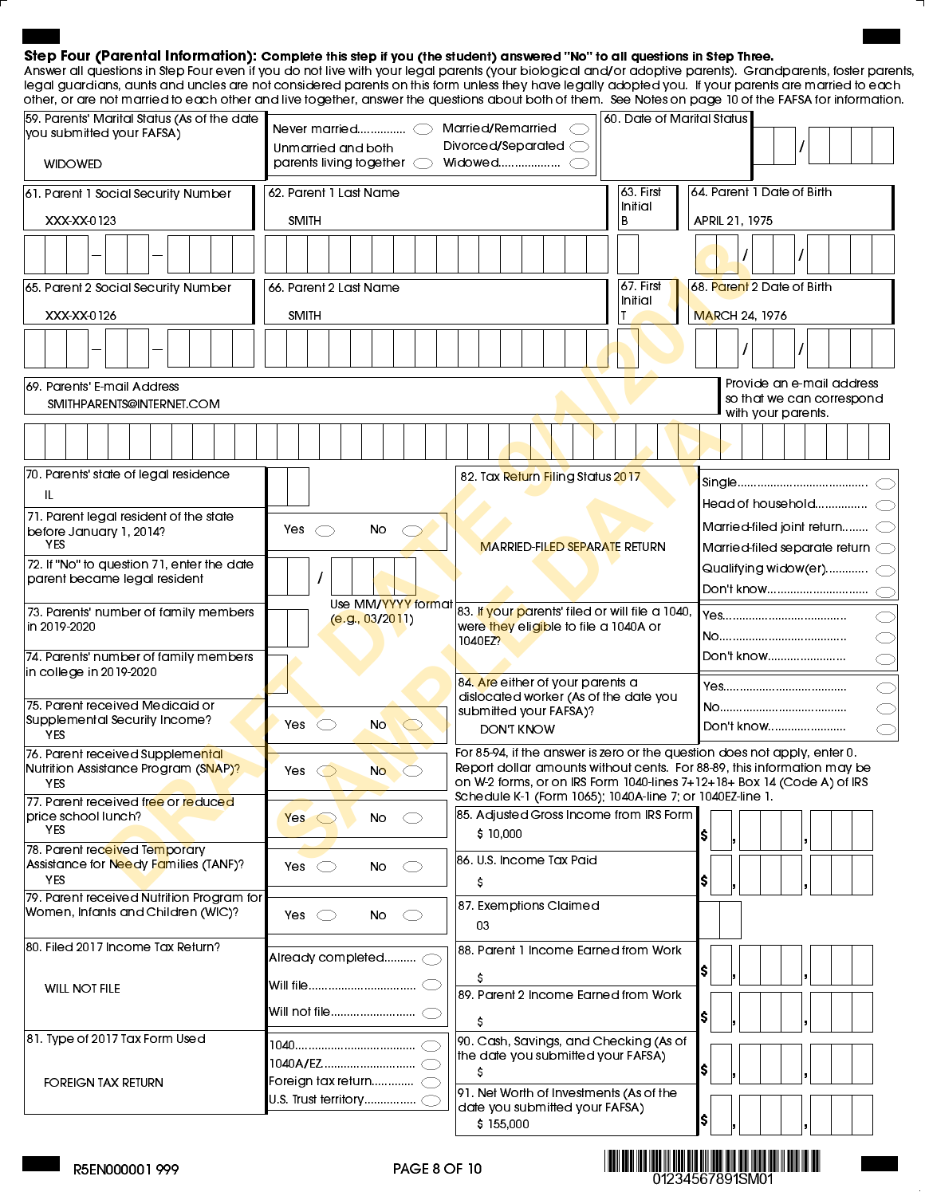**Step Four (Parental Information): Complete this step if you (the student) answered "No" to all questions in Step Three.**

Answer all questions in Step Four even if you do not live with your legal parents (your biological and/or adoptive parents). Grandparents, foster parents, legal guardians, aunts and uncles are not considered parents on this form unless they have legally adopted you. If your parents are married to each other, or are not married to each other and live together, answer the questions about both of them. See Notes on page 10 of the FAFSA for information.

59. Parents' Marital Status (As of the date you submitted your FAFSA)
WIDOWED

Never married.............. ○ Married/Remarried ○
Unmarried and both parents living together ○ Divorced/Separated ○ Widowed.................. ○

60. Date of Marital Status ☐☐ / ☐☐☐☐

61. Parent 1 Social Security Number
XXX-XX-0123

62. Parent 1 Last Name
SMITH

63. First Initial
B

64. Parent 1 Date of Birth
APRIL 21, 1975

65. Parent 2 Social Security Number
XXX-XX-0126

66. Parent 2 Last Name
SMITH

67. First Initial
T

68. Parent 2 Date of Birth
MARCH 24, 1976

69. Parents' E-mail Address
SMITHPARENTS@INTERNET.COM

Provide an e-mail address so that we can correspond with your parents.

70. Parents' state of legal residence
IL

71. Parent legal resident of the state before January 1, 2014?
YES
Yes ○ No ○

72. If "No" to question 71, enter the date parent became legal resident ☐☐ / ☐☐☐☐
Use MM/YYYY format (e.g., 03/2011)

73. Parents' number of family members in 2019-2020

74. Parents' number of family members in college in 2019-2020

75. Parent received Medicaid or Supplemental Security Income?
YES
Yes ○ No ○

76. Parent received Supplemental Nutrition Assistance Program (SNAP)?
YES
Yes ○ No ○

77. Parent received free or reduced price school lunch?
YES
Yes ○ No ○

78. Parent received Temporary Assistance for Needy Families (TANF)?
YES
Yes ○ No ○

79. Parent received Nutrition Program for Women, Infants and Children (WIC)?
Yes ○ No ○

80. Filed 2017 Income Tax Return?
WILL NOT FILE

Already completed.......... ○
Will file.......................... ○
Will not file..................... ○

81. Type of 2017 Tax Form Used
FOREIGN TAX RETURN

1040...................................... ○
1040A/EZ............................. ○
Foreign tax return............. ○
U.S. Trust territory............ ○

82. Tax Return Filing Status 2017
MARRIED-FILED SEPARATE RETURN

Single..................................... ○
Head of household................ ○
Married-filed joint return........ ○
Married-filed separate return ○
Qualifying widow(er)............ ○
Don't know.............................. ○

83. If your parents' filed or will file a 1040, were they eligible to file a 1040A or 1040EZ?

Yes........................................ ○
No.......................................... ○
Don't know.............................. ○

84. Are either of your parents a dislocated worker (As of the date you submitted your FAFSA)?
DON'T KNOW

Yes........................................ ○
No.......................................... ○
Don't know.............................. ○

For 85-94, if the answer is zero or the question does not apply, enter 0. Report dollar amounts without cents. For 88-89, this information may be on W-2 forms, or on IRS Form 1040-lines 7+12+18+ Box 14 (Code A) of IRS Schedule K-1 (Form 1065); 1040A-line 7; or 1040EZ-line 1.

85. Adjusted Gross Income from IRS Form
$ 10,000

86. U.S. Income Tax Paid
$

87. Exemptions Claimed
03

88. Parent 1 Income Earned from Work
$

89. Parent 2 Income Earned from Work
$

90. Cash, Savings, and Checking (As of the date you submitted your FAFSA)
$

91. Net Worth of Investments (As of the date you submitted your FAFSA)
$ 155,000

R5EN000001 999

01234567891SM01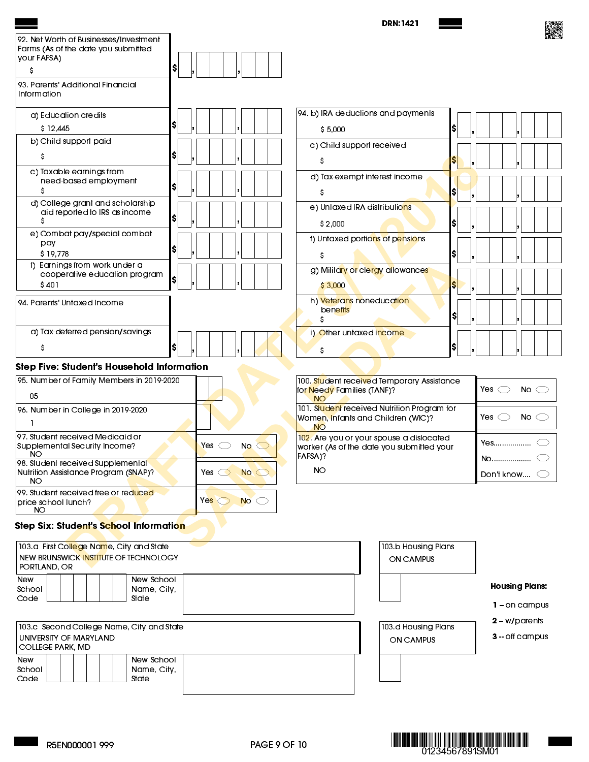DRN: 1421

| Item | Amount |
| --- | --- |
| 92. Net Worth of Businesses/Investment Farms (As of the date you submitted your FAFSA) | $ |

**93. Parents' Additional Financial Information**

| Item | Amount |
| --- | --- |
| a) Education credits | $ 12,445 |
| b) Child support paid | $ |
| c) Taxable earnings from need-based employment | $ |
| d) College grant and scholarship aid reported to IRS as income | $ |
| e) Combat pay/special combat pay | $ 19,778 |
| f) Earnings from work under a cooperative education program | $ 401 |

**94. Parents' Untaxed Income**

| Item | Amount |
| --- | --- |
| a) Tax-deferred pension/savings | $ |
| b) IRA deductions and payments | $ 5,000 |
| c) Child support received | $ |
| d) Tax-exempt interest income | $ |
| e) Untaxed IRA distributions | $ 2,000 |
| f) Untaxed portions of pensions | $ |
| g) Military or clergy allowances | $ 3,000 |
| h) Veterans noneducation benefits | $ |
| i) Other untaxed income | $ |

## Step Five: Student's Household Information

| Item | Answer |
| --- | --- |
| 95. Number of Family Members in 2019-2020 | 05 |
| 96. Number in College in 2019-2020 | 1 |
| 97. Student received Medicaid or Supplemental Security Income? | NO |
| 98. Student received Supplemental Nutrition Assistance Program (SNAP)? | NO |
| 99. Student received free or reduced price school lunch? | NO |
| 100. Student received Temporary Assistance for Needy Families (TANF)? | NO |
| 101. Student received Nutrition Program for Women, Infants and Children (WIC)? | NO |
| 102. Are you or your spouse a dislocated worker (As of the date you submitted your FAFSA)? | NO |

## Step Six: Student's School Information

| College | Housing Plans |
| --- | --- |
| 103.a First College Name, City and State: NEW BRUNSWICK INSTITUTE OF TECHNOLOGY PORTLAND, OR | 103.b ON CAMPUS |
| 103.c Second College Name, City and State: UNIVERSITY OF MARYLAND COLLEGE PARK, MD | 103.d ON CAMPUS |

New School Code / New School Name, City, State:

**Housing Plans:**

1 – on campus

2 – w/parents

3 – off campus

R5EN000001 999

01234567891SM01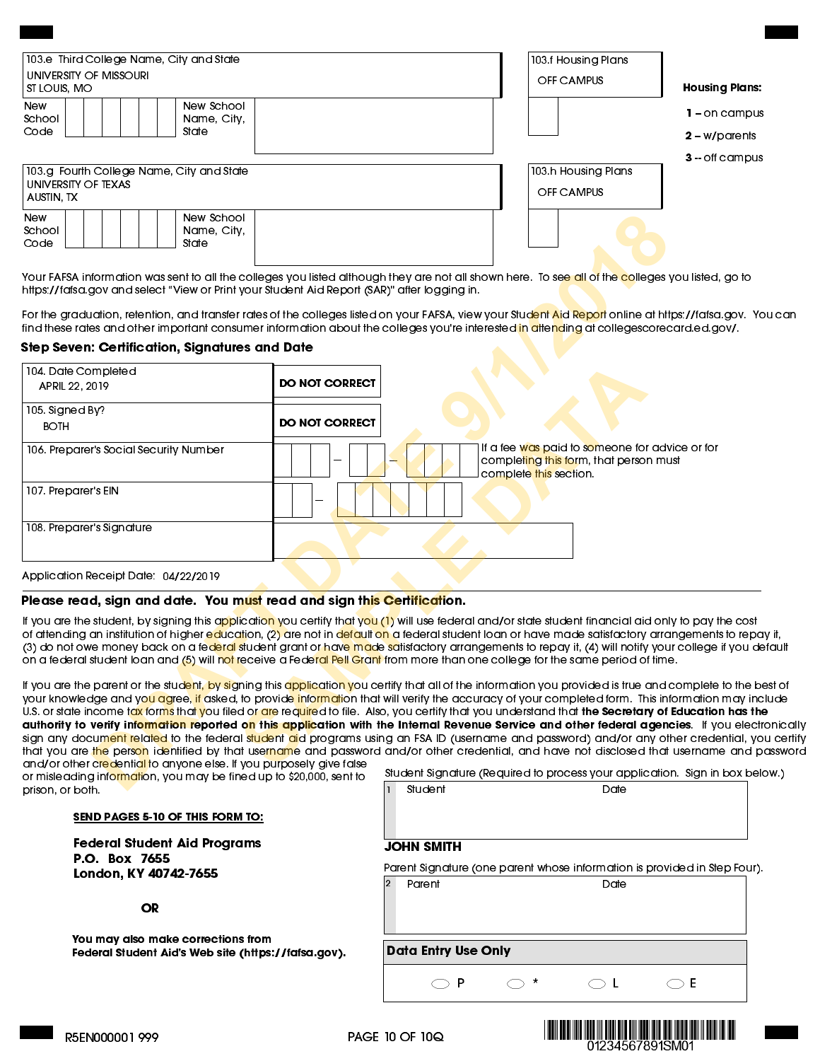| 103.e Third College Name, City and State | 103.f Housing Plans |
|---|---|
| UNIVERSITY OF MISSOURI<br>ST LOUIS, MO | OFF CAMPUS |
| New School Code / New School Name, City, State | |

| 103.g Fourth College Name, City and State | 103.h Housing Plans |
|---|---|
| UNIVERSITY OF TEXAS<br>AUSTIN, TX | OFF CAMPUS |
| New School Code / New School Name, City, State | |

**Housing Plans:**

**1** – on campus

**2** – w/parents

**3** -- off campus

Your FAFSA information was sent to all the colleges you listed although they are not all shown here. To see all of the colleges you listed, go to https://fafsa.gov and select "View or Print your Student Aid Report (SAR)" after logging in.

For the graduation, retention, and transfer rates of the colleges listed on your FAFSA, view your Student Aid Report online at https://fafsa.gov. You can find these rates and other important consumer information about the colleges you're interested in attending at collegescorecard.ed.gov/.

## Step Seven: Certification, Signatures and Date

| Field | Value | |
|---|---|---|
| 104. Date Completed | APRIL 22, 2019 | DO NOT CORRECT |
| 105. Signed By? | BOTH | DO NOT CORRECT |
| 106. Preparer's Social Security Number | ___ – __ – ____ | |
| 107. Preparer's EIN | __ – _______ | |
| 108. Preparer's Signature | | |

If a fee was paid to someone for advice or for completing this form, that person must complete this section.

Application Receipt Date: 04/22/2019

**Please read, sign and date. You must read and sign this Certification.**

If you are the student, by signing this application you certify that you (1) will use federal and/or state student financial aid only to pay the cost of attending an institution of higher education, (2) are not in default on a federal student loan or have made satisfactory arrangements to repay it, (3) do not owe money back on a federal student grant or have made satisfactory arrangements to repay it, (4) will notify your college if you default on a federal student loan and (5) will not receive a Federal Pell Grant from more than one college for the same period of time.

If you are the parent or the student, by signing this application you certify that all of the information you provided is true and complete to the best of your knowledge and you agree, if asked, to provide information that will verify the accuracy of your completed form. This information may include U.S. or state income tax forms that you filed or are required to file. Also, you certify that you understand that **the Secretary of Education has the authority to verify information reported on this application with the Internal Revenue Service and other federal agencies**. If you electronically sign any document related to the federal student aid programs using an FSA ID (username and password) and/or any other credential, you certify that you are the person identified by that username and password and/or other credential, and have not disclosed that username and password and/or other credential to anyone else. If you purposely give false or misleading information, you may be fined up to $20,000, sent to prison, or both.

Student Signature (Required to process your application. Sign in box below.)

| 1 Student | Date |
|---|---|
| | |

**JOHN SMITH**

Parent Signature (one parent whose information is provided in Step Four).

| 2 Parent | Date |
|---|---|
| | |

**SEND PAGES 5-10 OF THIS FORM TO:**

**Federal Student Aid Programs**
**P.O. Box 7655**
**London, KY 40742-7655**

**OR**

**You may also make corrections from Federal Student Aid's Web site (https://fafsa.gov).**

**Data Entry Use Only**

○ P ○ * ○ L ○ E

R5EN000001 999

01234567891SM01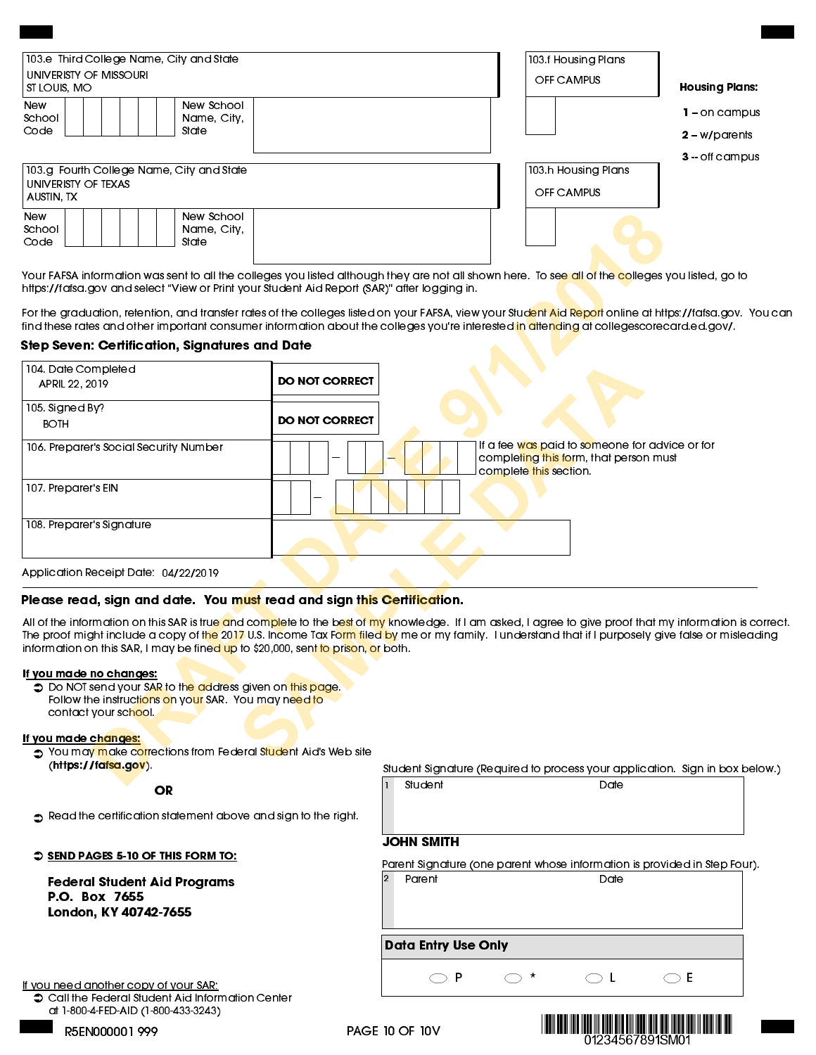| 103.e Third College Name, City and State | 103.f Housing Plans |
| --- | --- |
| UNIVERISTY OF MISSOURI<br>ST LOUIS, MO | OFF CAMPUS |
| New School Code: &nbsp; &nbsp; New School Name, City, State: | |

| 103.g Fourth College Name, City and State | 103.h Housing Plans |
| --- | --- |
| UNIVERISTY OF TEXAS<br>AUSTIN, TX | OFF CAMPUS |
| New School Code: &nbsp; &nbsp; New School Name, City, State: | |

**Housing Plans:**

**1 –** on campus
**2 –** w/parents
**3 --** off campus

Your FAFSA information was sent to all the colleges you listed although they are not all shown here. To see all of the colleges you listed, go to https://fafsa.gov and select "View or Print your Student Aid Report (SAR)" after logging in.

For the graduation, retention, and transfer rates of the colleges listed on your FAFSA, view your Student Aid Report online at https://fafsa.gov. You can find these rates and other important consumer information about the colleges you're interested in attending at collegescorecard.ed.gov/.

## Step Seven: Certification, Signatures and Date

| | |
| --- | --- |
| 104. Date Completed<br>APRIL 22, 2019 | **DO NOT CORRECT** |
| 105. Signed By?<br>BOTH | **DO NOT CORRECT** |
| 106. Preparer's Social Security Number | ___ – __ – ____ |
| 107. Preparer's EIN | __ – _______ |
| 108. Preparer's Signature | |

If a fee was paid to someone for advice or for completing this form, that person must complete this section.

Application Receipt Date: 04/22/2019

### Please read, sign and date. You must read and sign this Certification.

All of the information on this SAR is true and complete to the best of my knowledge. If I am asked, I agree to give proof that my information is correct. The proof might include a copy of the 2017 U.S. Income Tax Form filed by me or my family. I understand that if I purposely give false or misleading information on this SAR, I may be fined up to $20,000, sent to prison, or both.

**If you made no changes:**

- Do NOT send your SAR to the address given on this page. Follow the instructions on your SAR. You may need to contact your school.

**If you made changes:**

- You may make corrections from Federal Student Aid's Web site (**https://fafsa.gov**).

**OR**

- Read the certification statement above and sign to the right.

- **SEND PAGES 5-10 OF THIS FORM TO:**

**Federal Student Aid Programs**
**P.O. Box 7655**
**London, KY 40742-7655**

Student Signature (Required to process your application. Sign in box below.)

| 1 Student | Date |
| --- | --- |
| | |

**JOHN SMITH**

Parent Signature (one parent whose information is provided in Step Four).

| 2 Parent | Date |
| --- | --- |
| | |

| **Data Entry Use Only** |
| --- |
| ○ P &nbsp; ○ * &nbsp; ○ L &nbsp; ○ E |

If you need another copy of your SAR:

- Call the Federal Student Aid Information Center at 1-800-4-FED-AID (1-800-433-3243)

R5EN000001 999

01234567891SM01